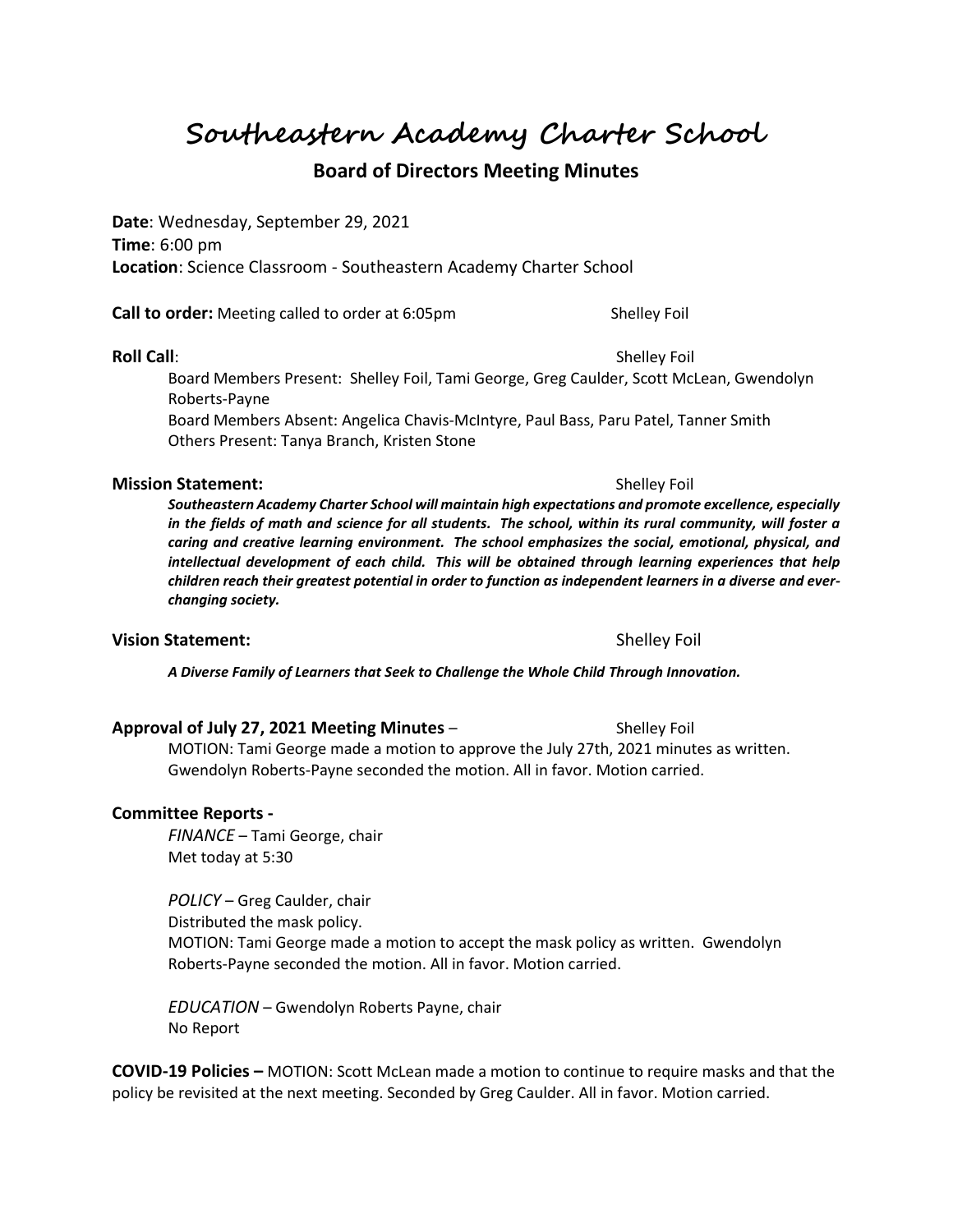# Southeastern Academy Charter School

## Board of Directors Meeting Minutes

**Date**: Wednesday, September 29, 2021
**Time**: 6:00 pm
**Location**: Science Classroom - Southeastern Academy Charter School

**Call to order:** Meeting called to order at 6:05pm — Shelley Foil

**Roll Call**: — Shelley Foil

Board Members Present: Shelley Foil, Tami George, Greg Caulder, Scott McLean, Gwendolyn Roberts-Payne
Board Members Absent: Angelica Chavis-McIntyre, Paul Bass, Paru Patel, Tanner Smith
Others Present: Tanya Branch, Kristen Stone

**Mission Statement:** — Shelley Foil

***Southeastern Academy Charter School will maintain high expectations and promote excellence, especially in the fields of math and science for all students. The school, within its rural community, will foster a caring and creative learning environment. The school emphasizes the social, emotional, physical, and intellectual development of each child. This will be obtained through learning experiences that help children reach their greatest potential in order to function as independent learners in a diverse and ever-changing society.***

**Vision Statement:** — Shelley Foil

***A Diverse Family of Learners that Seek to Challenge the Whole Child Through Innovation.***

**Approval of July 27, 2021 Meeting Minutes** – — Shelley Foil

MOTION: Tami George made a motion to approve the July 27th, 2021 minutes as written. Gwendolyn Roberts-Payne seconded the motion. All in favor. Motion carried.

**Committee Reports -**

*FINANCE* – Tami George, chair
Met today at 5:30

*POLICY* – Greg Caulder, chair
Distributed the mask policy.
MOTION: Tami George made a motion to accept the mask policy as written. Gwendolyn Roberts-Payne seconded the motion. All in favor. Motion carried.

*EDUCATION* – Gwendolyn Roberts Payne, chair
No Report

**COVID-19 Policies –** MOTION: Scott McLean made a motion to continue to require masks and that the policy be revisited at the next meeting. Seconded by Greg Caulder. All in favor. Motion carried.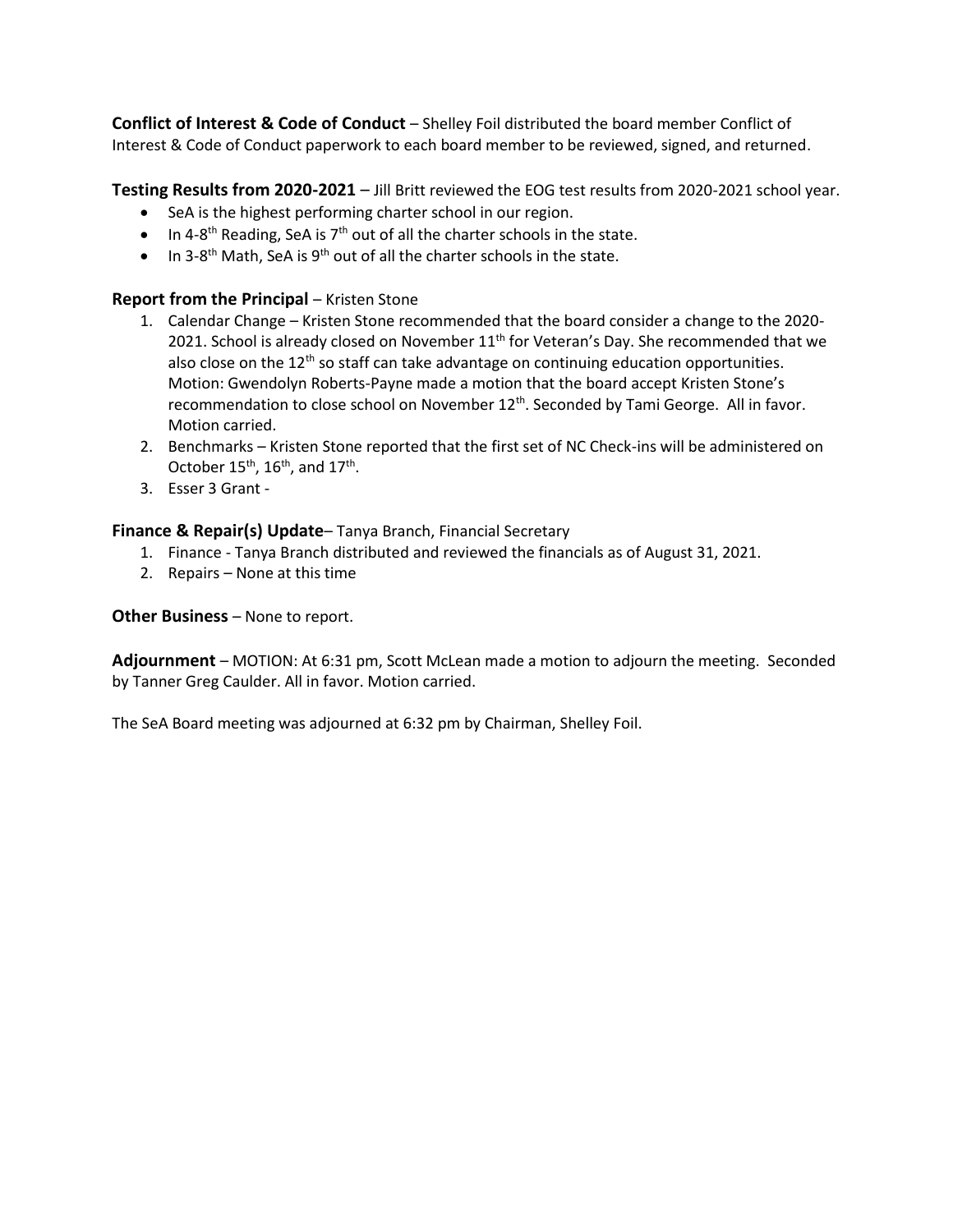**Conflict of Interest & Code of Conduct** – Shelley Foil distributed the board member Conflict of Interest & Code of Conduct paperwork to each board member to be reviewed, signed, and returned.

**Testing Results from 2020-2021** – Jill Britt reviewed the EOG test results from 2020-2021 school year.

- SeA is the highest performing charter school in our region.
- In 4-8th Reading, SeA is 7th out of all the charter schools in the state.
- In 3-8th Math, SeA is 9th out of all the charter schools in the state.

**Report from the Principal** – Kristen Stone

1. Calendar Change – Kristen Stone recommended that the board consider a change to the 2020-2021. School is already closed on November 11th for Veteran's Day. She recommended that we also close on the 12th so staff can take advantage on continuing education opportunities. Motion: Gwendolyn Roberts-Payne made a motion that the board accept Kristen Stone's recommendation to close school on November 12th. Seconded by Tami George. All in favor. Motion carried.
2. Benchmarks – Kristen Stone reported that the first set of NC Check-ins will be administered on October 15th, 16th, and 17th.
3. Esser 3 Grant -

**Finance & Repair(s) Update**– Tanya Branch, Financial Secretary

1. Finance - Tanya Branch distributed and reviewed the financials as of August 31, 2021.
2. Repairs – None at this time

**Other Business** – None to report.

**Adjournment** – MOTION: At 6:31 pm, Scott McLean made a motion to adjourn the meeting. Seconded by Tanner Greg Caulder. All in favor. Motion carried.

The SeA Board meeting was adjourned at 6:32 pm by Chairman, Shelley Foil.